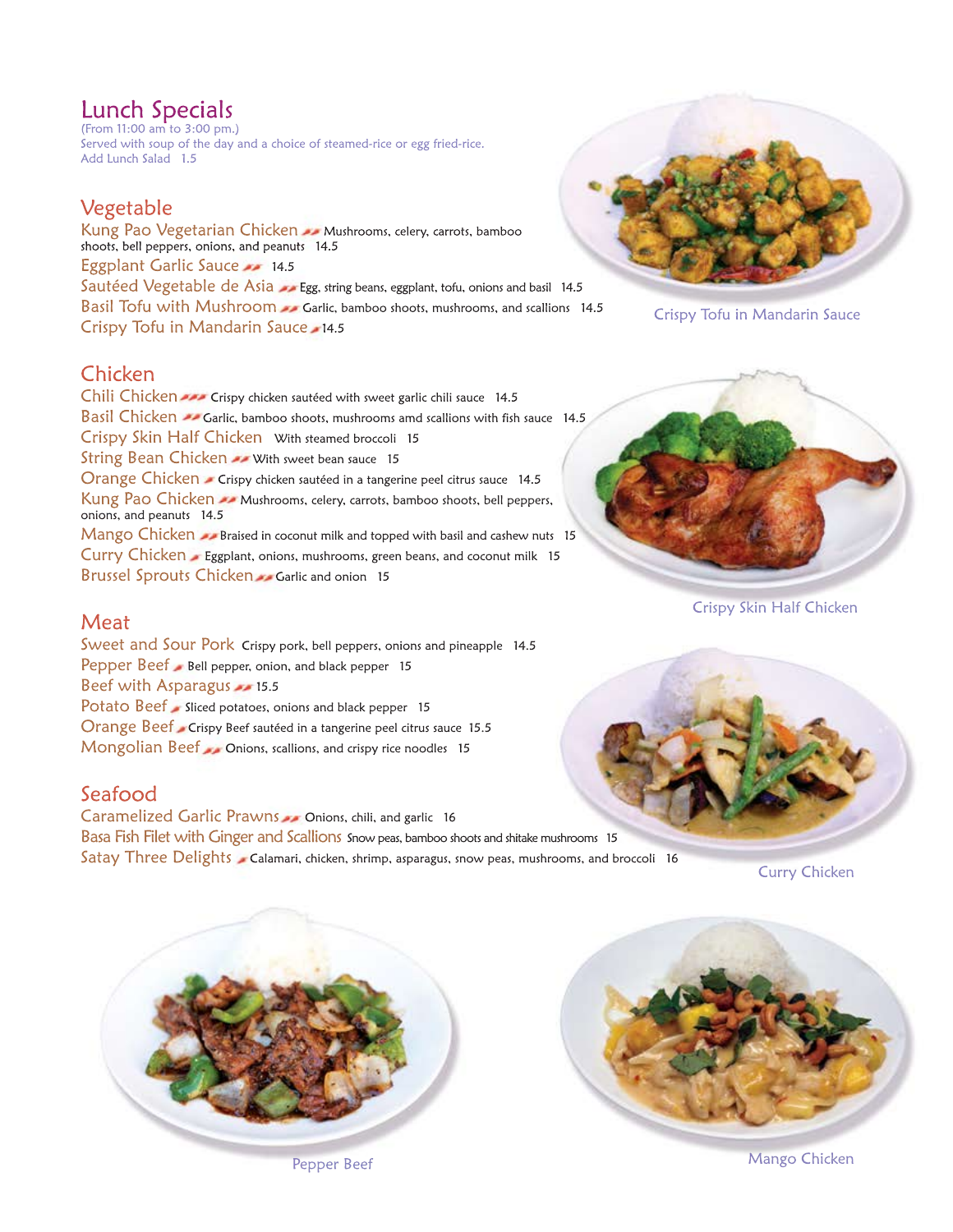# Lunch Specials

(From 11:00 am to 3:00 pm.)
Served with soup of the day and a choice of steamed-rice or egg fried-rice.
Add Lunch Salad 1.5

## Vegetable

**Kung Pao Vegetarian Chicken** Mushrooms, celery, carrots, bamboo shoots, bell peppers, onions, and peanuts 14.5

**Eggplant Garlic Sauce** 14.5

**Sautéed Vegetable de Asia** Egg, string beans, eggplant, tofu, onions and basil 14.5

**Basil Tofu with Mushroom** Garlic, bamboo shoots, mushrooms, and scallions 14.5

**Crispy Tofu in Mandarin Sauce** 14.5

## Chicken

**Chili Chicken** Crispy chicken sautéed with sweet garlic chili sauce 14.5

**Basil Chicken** Garlic, bamboo shoots, mushrooms amd scallions with fish sauce 14.5

**Crispy Skin Half Chicken** With steamed broccoli 15

**String Bean Chicken** With sweet bean sauce 15

**Orange Chicken** Crispy chicken sautéed in a tangerine peel citrus sauce 14.5

**Kung Pao Chicken** Mushrooms, celery, carrots, bamboo shoots, bell peppers, onions, and peanuts 14.5

**Mango Chicken** Braised in coconut milk and topped with basil and cashew nuts 15

**Curry Chicken** Eggplant, onions, mushrooms, green beans, and coconut milk 15

**Brussel Sprouts Chicken** Garlic and onion 15

## Meat

**Sweet and Sour Pork** Crispy pork, bell peppers, onions and pineapple 14.5

**Pepper Beef** Bell pepper, onion, and black pepper 15

**Beef with Asparagus** 15.5

**Potato Beef** Sliced potatoes, onions and black pepper 15

**Orange Beef** Crispy Beef sautéed in a tangerine peel citrus sauce 15.5

**Mongolian Beef** Onions, scallions, and crispy rice noodles 15

## Seafood

**Caramelized Garlic Prawns** Onions, chili, and garlic 16

**Basa Fish Filet with Ginger and Scallions** Snow peas, bamboo shoots and shitake mushrooms 15

**Satay Three Delights** Calamari, chicken, shrimp, asparagus, snow peas, mushrooms, and broccoli 16

Crispy Tofu in Mandarin Sauce

Crispy Skin Half Chicken

Curry Chicken

Pepper Beef

Mango Chicken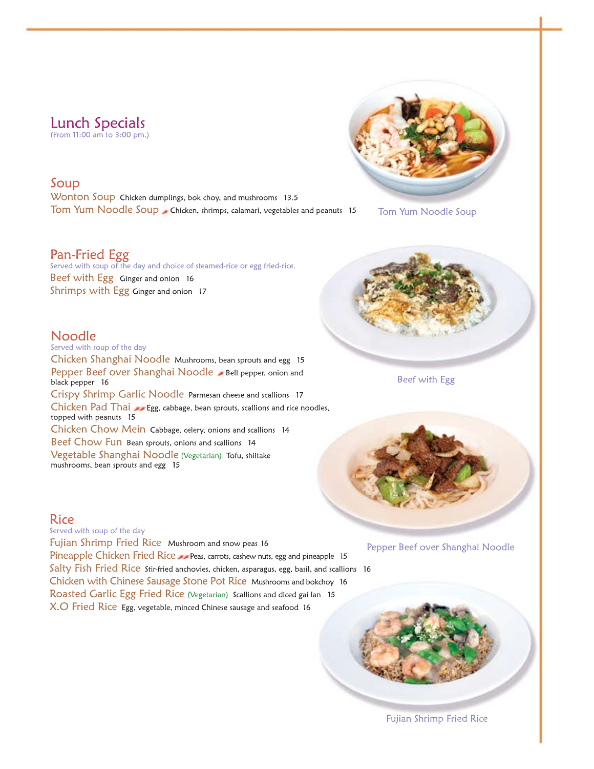# Lunch Specials

(From 11:00 am to 3:00 pm.)

## Soup

**Wonton Soup** Chicken dumplings, bok choy, and mushrooms 13.5

**Tom Yum Noodle Soup** Chicken, shrimps, calamari, vegetables and peanuts 15

Tom Yum Noodle Soup

## Pan-Fried Egg

Served with soup of the day and choice of steamed-rice or egg fried-rice.

**Beef with Egg** Ginger and onion 16

**Shrimps with Egg** Ginger and onion 17

Beef with Egg

## Noodle

Served with soup of the day

**Chicken Shanghai Noodle** Mushrooms, bean sprouts and egg 15

**Pepper Beef over Shanghai Noodle** Bell pepper, onion and black pepper 16

**Crispy Shrimp Garlic Noodle** Parmesan cheese and scallions 17

**Chicken Pad Thai** Egg, cabbage, bean sprouts, scallions and rice noodles, topped with peanuts 15

**Chicken Chow Mein** Cabbage, celery, onions and scallions 14

**Beef Chow Fun** Bean sprouts, onions and scallions 14

**Vegetable Shanghai Noodle** (Vegetarian) Tofu, shiitake mushrooms, bean sprouts and egg 15

Pepper Beef over Shanghai Noodle

## Rice

Served with soup of the day

**Fujian Shrimp Fried Rice** Mushroom and snow peas 16

**Pineapple Chicken Fried Rice** Peas, carrots, cashew nuts, egg and pineapple 15

**Salty Fish Fried Rice** Stir-fried anchovies, chicken, asparagus, egg, basil, and scallions 16

**Chicken with Chinese Sausage Stone Pot Rice** Mushrooms and bokchoy 16

**Roasted Garlic Egg Fried Rice** (Vegetarian) Scallions and diced gai lan 15

**X.O Fried Rice** Egg, vegetable, minced Chinese sausage and seafood 16

Fujian Shrimp Fried Rice